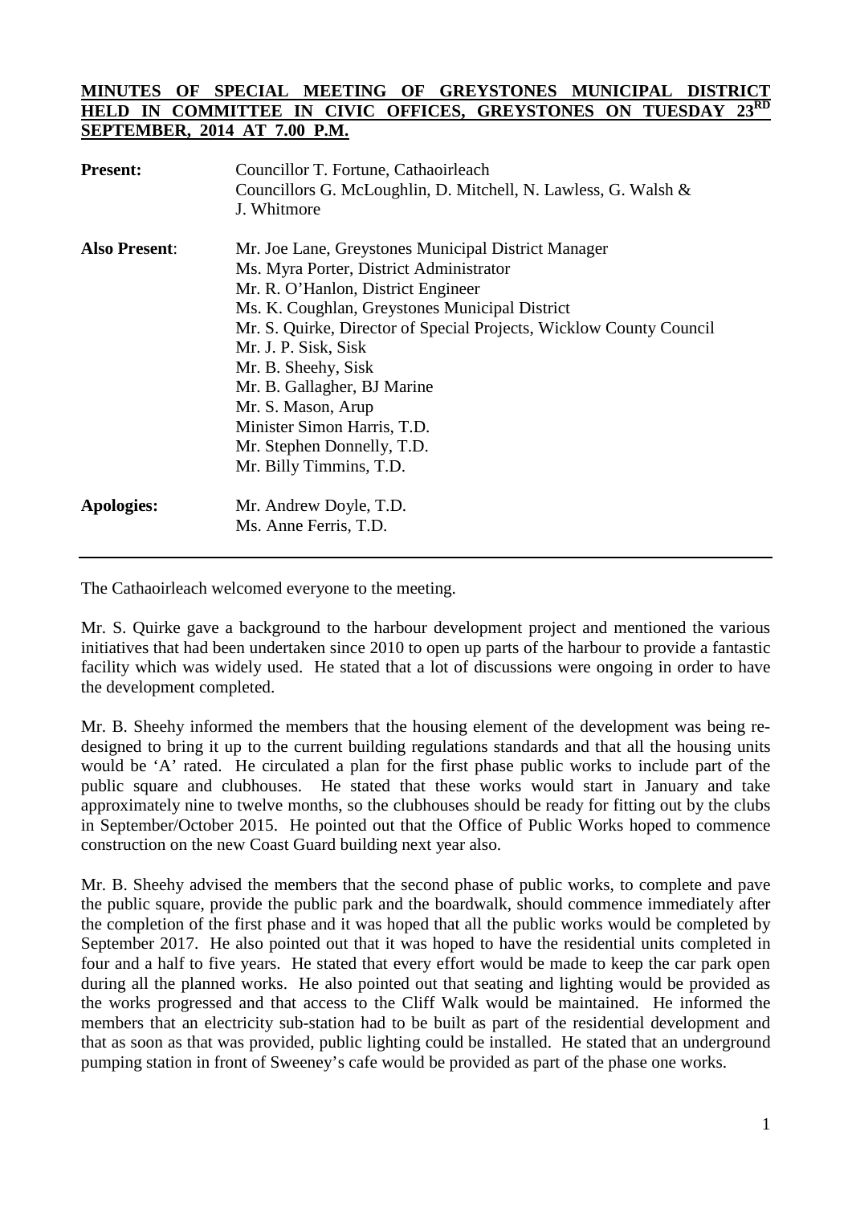**MINUTES OF SPECIAL MEETING OF GREYSTONES MUNICIPAL DISTRICT HELD IN COMMITTEE IN CIVIC OFFICES, GREYSTONES ON TUESDAY 23RD SEPTEMBER, 2014 AT 7.00 P.M.**

| | |
|---|---|
| **Present:** | Councillor T. Fortune, Cathaoirleach<br>Councillors G. McLoughlin, D. Mitchell, N. Lawless, G. Walsh & J. Whitmore |
| **Also Present**: | Mr. Joe Lane, Greystones Municipal District Manager<br>Ms. Myra Porter, District Administrator<br>Mr. R. O'Hanlon, District Engineer<br>Ms. K. Coughlan, Greystones Municipal District<br>Mr. S. Quirke, Director of Special Projects, Wicklow County Council<br>Mr. J. P. Sisk, Sisk<br>Mr. B. Sheehy, Sisk<br>Mr. B. Gallagher, BJ Marine<br>Mr. S. Mason, Arup<br>Minister Simon Harris, T.D.<br>Mr. Stephen Donnelly, T.D.<br>Mr. Billy Timmins, T.D. |
| **Apologies:** | Mr. Andrew Doyle, T.D.<br>Ms. Anne Ferris, T.D. |

The Cathaoirleach welcomed everyone to the meeting.

Mr. S. Quirke gave a background to the harbour development project and mentioned the various initiatives that had been undertaken since 2010 to open up parts of the harbour to provide a fantastic facility which was widely used. He stated that a lot of discussions were ongoing in order to have the development completed.

Mr. B. Sheehy informed the members that the housing element of the development was being re-designed to bring it up to the current building regulations standards and that all the housing units would be 'A' rated. He circulated a plan for the first phase public works to include part of the public square and clubhouses. He stated that these works would start in January and take approximately nine to twelve months, so the clubhouses should be ready for fitting out by the clubs in September/October 2015. He pointed out that the Office of Public Works hoped to commence construction on the new Coast Guard building next year also.

Mr. B. Sheehy advised the members that the second phase of public works, to complete and pave the public square, provide the public park and the boardwalk, should commence immediately after the completion of the first phase and it was hoped that all the public works would be completed by September 2017. He also pointed out that it was hoped to have the residential units completed in four and a half to five years. He stated that every effort would be made to keep the car park open during all the planned works. He also pointed out that seating and lighting would be provided as the works progressed and that access to the Cliff Walk would be maintained. He informed the members that an electricity sub-station had to be built as part of the residential development and that as soon as that was provided, public lighting could be installed. He stated that an underground pumping station in front of Sweeney's cafe would be provided as part of the phase one works.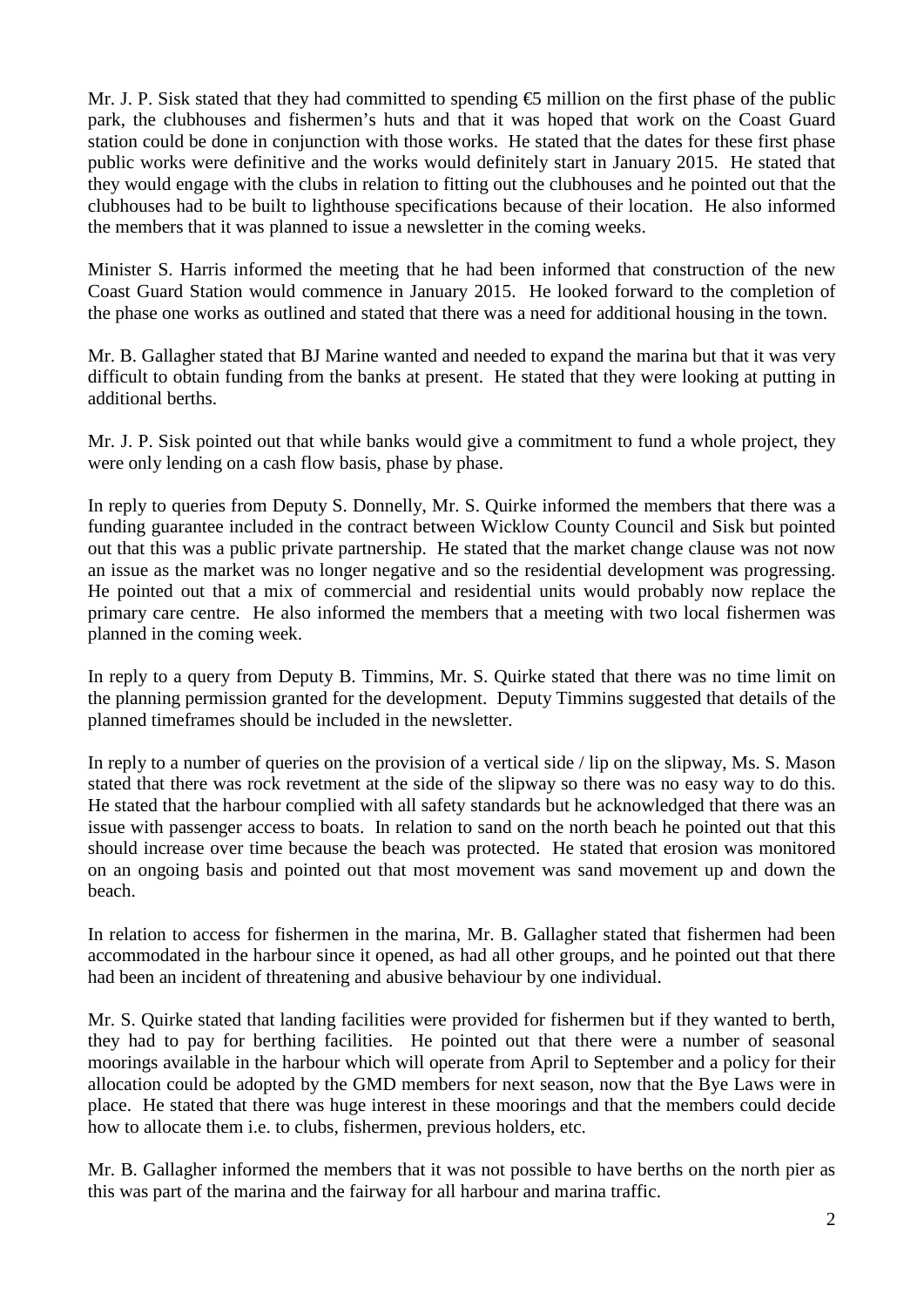Mr. J. P. Sisk stated that they had committed to spending €5 million on the first phase of the public park, the clubhouses and fishermen's huts and that it was hoped that work on the Coast Guard station could be done in conjunction with those works. He stated that the dates for these first phase public works were definitive and the works would definitely start in January 2015. He stated that they would engage with the clubs in relation to fitting out the clubhouses and he pointed out that the clubhouses had to be built to lighthouse specifications because of their location. He also informed the members that it was planned to issue a newsletter in the coming weeks.

Minister S. Harris informed the meeting that he had been informed that construction of the new Coast Guard Station would commence in January 2015. He looked forward to the completion of the phase one works as outlined and stated that there was a need for additional housing in the town.

Mr. B. Gallagher stated that BJ Marine wanted and needed to expand the marina but that it was very difficult to obtain funding from the banks at present. He stated that they were looking at putting in additional berths.

Mr. J. P. Sisk pointed out that while banks would give a commitment to fund a whole project, they were only lending on a cash flow basis, phase by phase.

In reply to queries from Deputy S. Donnelly, Mr. S. Quirke informed the members that there was a funding guarantee included in the contract between Wicklow County Council and Sisk but pointed out that this was a public private partnership. He stated that the market change clause was not now an issue as the market was no longer negative and so the residential development was progressing. He pointed out that a mix of commercial and residential units would probably now replace the primary care centre. He also informed the members that a meeting with two local fishermen was planned in the coming week.

In reply to a query from Deputy B. Timmins, Mr. S. Quirke stated that there was no time limit on the planning permission granted for the development. Deputy Timmins suggested that details of the planned timeframes should be included in the newsletter.

In reply to a number of queries on the provision of a vertical side / lip on the slipway, Ms. S. Mason stated that there was rock revetment at the side of the slipway so there was no easy way to do this. He stated that the harbour complied with all safety standards but he acknowledged that there was an issue with passenger access to boats. In relation to sand on the north beach he pointed out that this should increase over time because the beach was protected. He stated that erosion was monitored on an ongoing basis and pointed out that most movement was sand movement up and down the beach.

In relation to access for fishermen in the marina, Mr. B. Gallagher stated that fishermen had been accommodated in the harbour since it opened, as had all other groups, and he pointed out that there had been an incident of threatening and abusive behaviour by one individual.

Mr. S. Quirke stated that landing facilities were provided for fishermen but if they wanted to berth, they had to pay for berthing facilities. He pointed out that there were a number of seasonal moorings available in the harbour which will operate from April to September and a policy for their allocation could be adopted by the GMD members for next season, now that the Bye Laws were in place. He stated that there was huge interest in these moorings and that the members could decide how to allocate them i.e. to clubs, fishermen, previous holders, etc.

Mr. B. Gallagher informed the members that it was not possible to have berths on the north pier as this was part of the marina and the fairway for all harbour and marina traffic.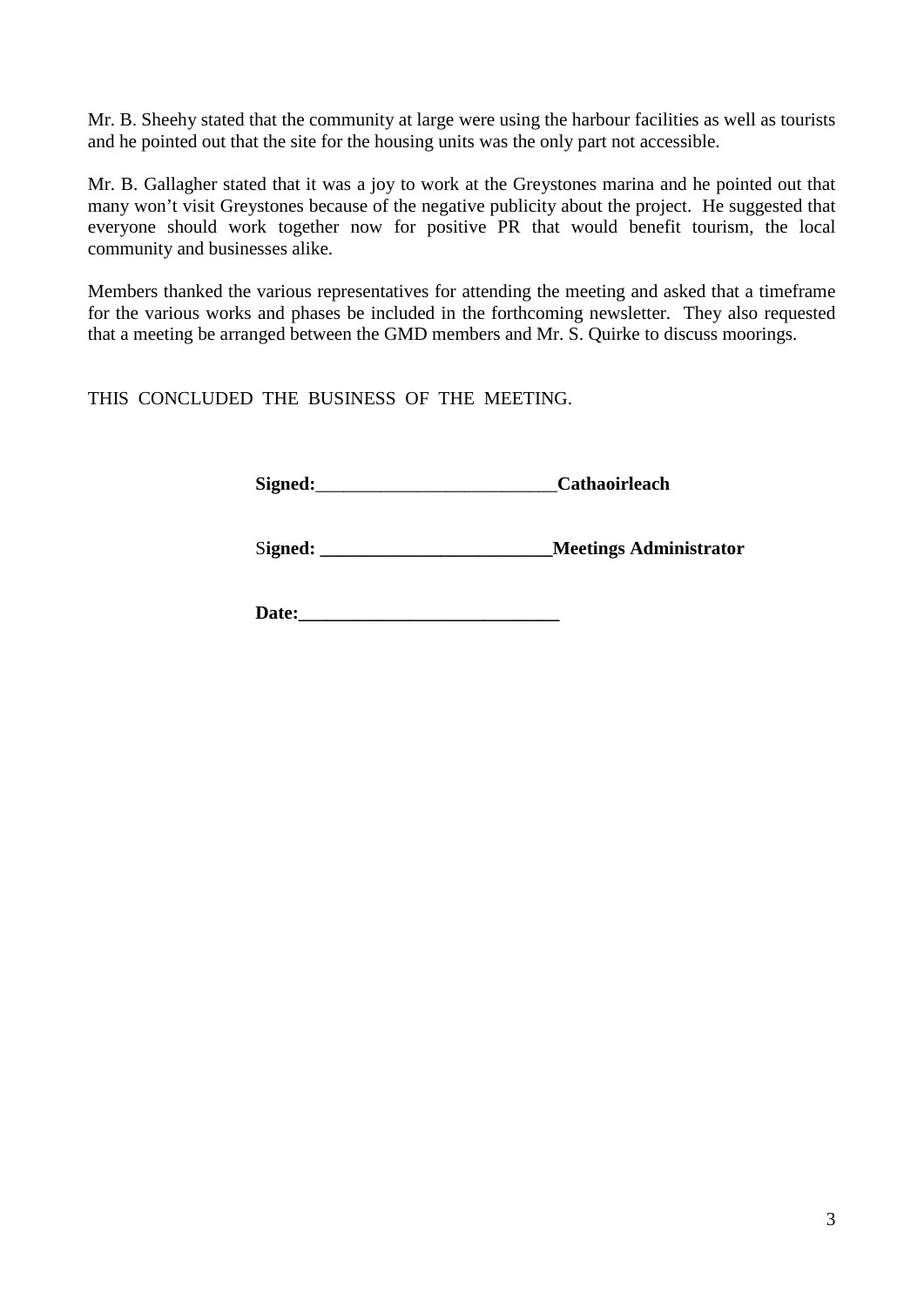Mr. B. Sheehy stated that the community at large were using the harbour facilities as well as tourists and he pointed out that the site for the housing units was the only part not accessible.

Mr. B. Gallagher stated that it was a joy to work at the Greystones marina and he pointed out that many won't visit Greystones because of the negative publicity about the project. He suggested that everyone should work together now for positive PR that would benefit tourism, the local community and businesses alike.

Members thanked the various representatives for attending the meeting and asked that a timeframe for the various works and phases be included in the forthcoming newsletter. They also requested that a meeting be arranged between the GMD members and Mr. S. Quirke to discuss moorings.

THIS CONCLUDED THE BUSINESS OF THE MEETING.

**Signed:**__________________________**Cathaoirleach**

**Signed: __________________________Meetings Administrator**

**Date:____________________________**